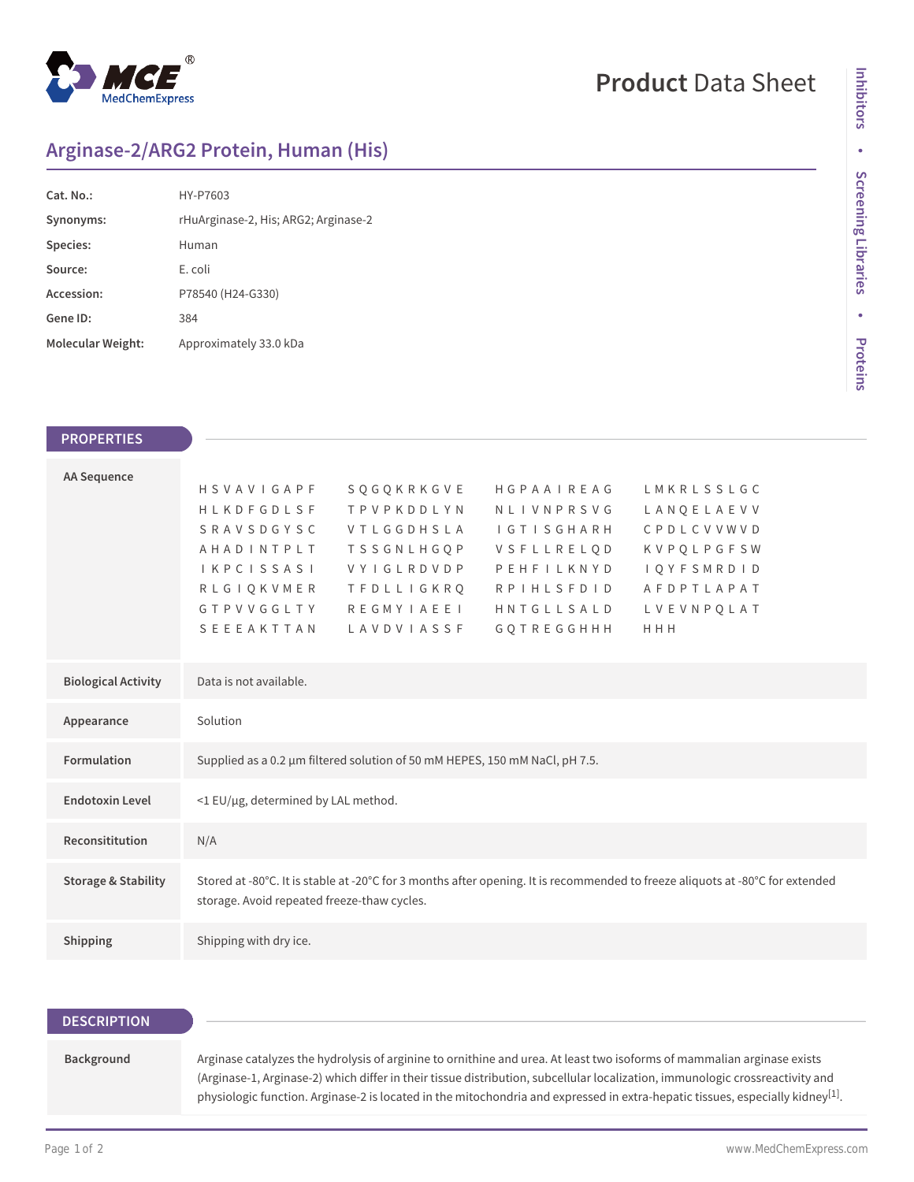# Product Data Sheet

## Arginase-2/ARG2 Protein, Human (His)

| | |
|---|---|
| **Cat. No.:** | HY-P7603 |
| **Synonyms:** | rHuArginase-2, His; ARG2; Arginase-2 |
| **Species:** | Human |
| **Source:** | E. coli |
| **Accession:** | P78540 (H24-G330) |
| **Gene ID:** | 384 |
| **Molecular Weight:** | Approximately 33.0 kDa |

## PROPERTIES

**AA Sequence**

```
HSVAVIGAPF  SQGQKRKGVE  HGPAAIREAG  LMKRLSSLGC
HLKDFGDLSF  TPVPKDDLYN  NLIVNPRSVG  LANQELAEVV
SRAVSDGYSC  VTLGGDHSLA  IGTISGHARH  CPDLCVVWVD
AHADINTPLT  TSSGNLHGQP  VSFLLRELQD  KVPQLPGFSW
IKPCISSASI  VYIGLRDVDP  PEHFILKNYD  IQYFSMRDID
RLGIQKVMER  TFDLLIGKRQ  RPIHLSFDID  AFDPTLAPAT
GTPVVGGLTY  REGMYIAEEI  HNTGLLSALD  LVEVNPQLAT
SEEEAKTTAN  LAVDVIASSF  GQTREGGHHH  HHH
```

| | |
|---|---|
| **Biological Activity** | Data is not available. |
| **Appearance** | Solution |
| **Formulation** | Supplied as a 0.2 µm filtered solution of 50 mM HEPES, 150 mM NaCl, pH 7.5. |
| **Endotoxin Level** | <1 EU/µg, determined by LAL method. |
| **Reconsititution** | N/A |
| **Storage & Stability** | Stored at -80°C. It is stable at -20°C for 3 months after opening. It is recommended to freeze aliquots at -80°C for extended storage. Avoid repeated freeze-thaw cycles. |
| **Shipping** | Shipping with dry ice. |

## DESCRIPTION

| | |
|---|---|
| **Background** | Arginase catalyzes the hydrolysis of arginine to ornithine and urea. At least two isoforms of mammalian arginase exists (Arginase-1, Arginase-2) which differ in their tissue distribution, subcellular localization, immunologic crossreactivity and physiologic function. Arginase-2 is located in the mitochondria and expressed in extra-hepatic tissues, especially kidney[1]. |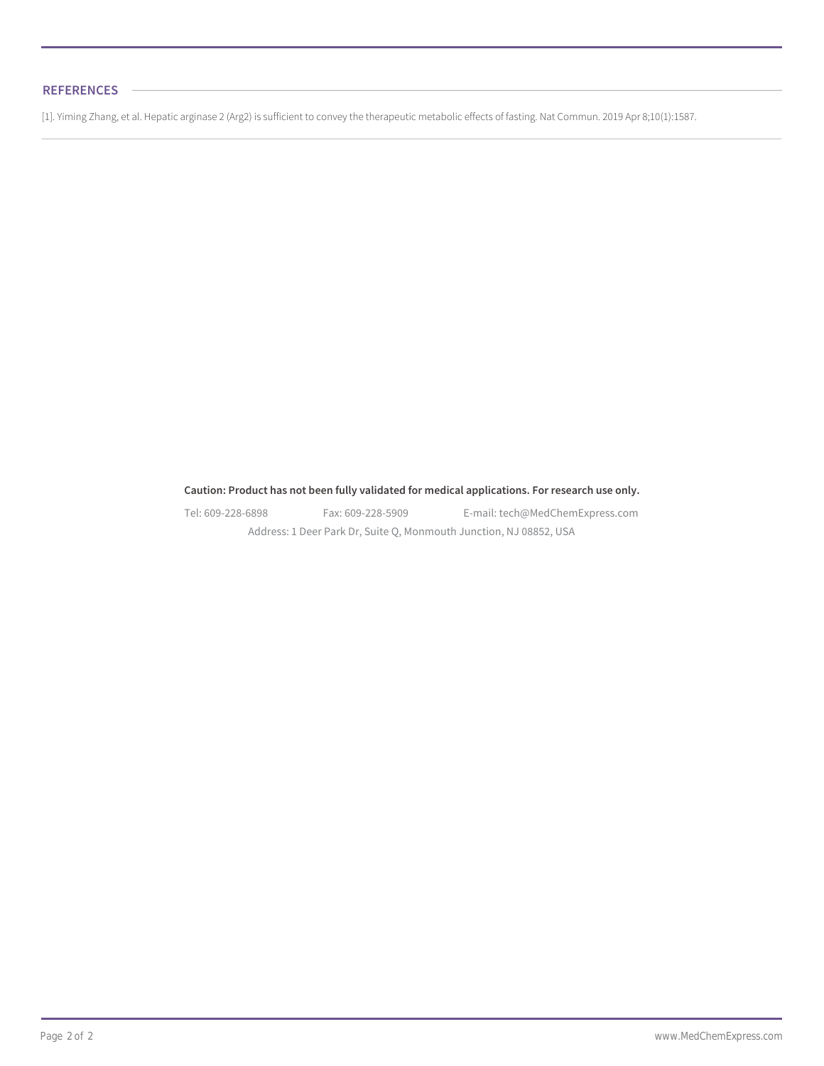## REFERENCES

[1]. Yiming Zhang, et al. Hepatic arginase 2 (Arg2) is sufficient to convey the therapeutic metabolic effects of fasting. Nat Commun. 2019 Apr 8;10(1):1587.

**Caution: Product has not been fully validated for medical applications. For research use only.**

Tel: 609-228-6898        Fax: 609-228-5909        E-mail: tech@MedChemExpress.com

Address: 1 Deer Park Dr, Suite Q, Monmouth Junction, NJ 08852, USA